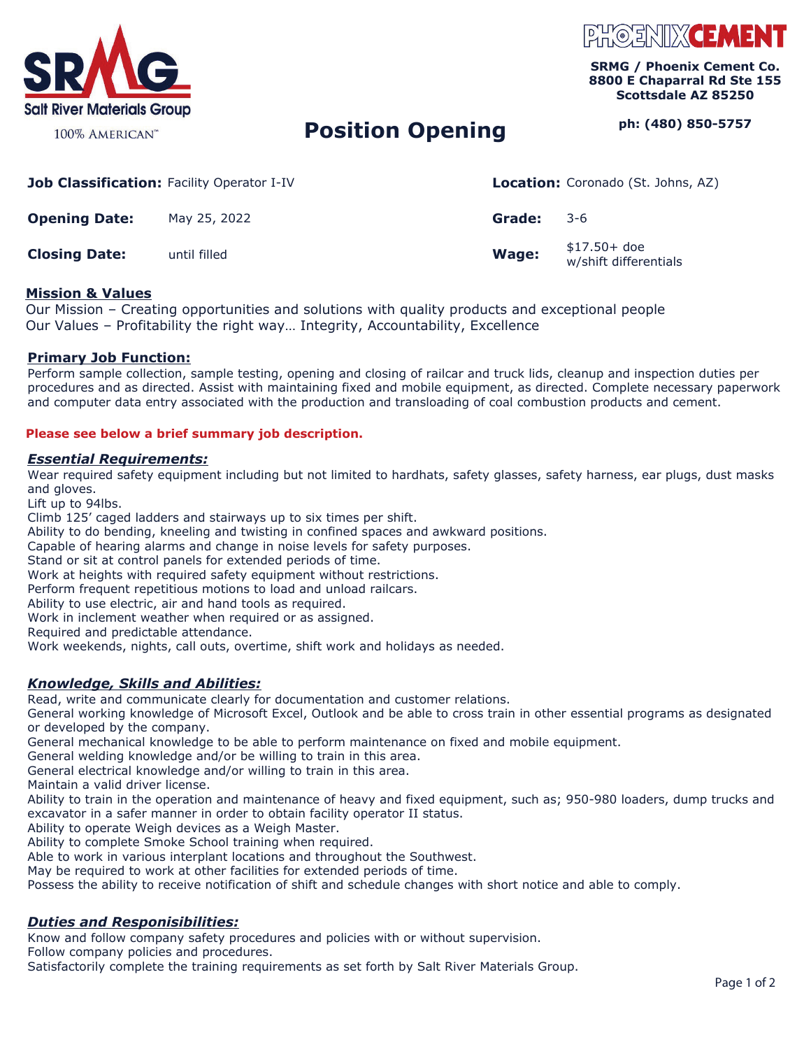Salt River Materials Group

100% AMERICAN™

PHOENIX CEMENT

**SRMG / Phoenix Cement Co.**
**8800 E Chaparral Rd Ste 155**
**Scottsdale AZ 85250**

**ph: (480) 850-5757**

# Position Opening

| | | | |
|---|---|---|---|
| **Job Classification:** | Facility Operator I-IV | **Location:** | Coronado (St. Johns, AZ) |
| **Opening Date:** | May 25, 2022 | **Grade:** | 3-6 |
| **Closing Date:** | until filled | **Wage:** | $17.50+ doe w/shift differentials |

## Mission & Values

Our Mission – Creating opportunities and solutions with quality products and exceptional people
Our Values – Profitability the right way… Integrity, Accountability, Excellence

## Primary Job Function:

Perform sample collection, sample testing, opening and closing of railcar and truck lids, cleanup and inspection duties per procedures and as directed. Assist with maintaining fixed and mobile equipment, as directed. Complete necessary paperwork and computer data entry associated with the production and transloading of coal combustion products and cement.

**Please see below a brief summary job description.**

## *Essential Requirements:*

Wear required safety equipment including but not limited to hardhats, safety glasses, safety harness, ear plugs, dust masks and gloves.
Lift up to 94lbs.
Climb 125' caged ladders and stairways up to six times per shift.
Ability to do bending, kneeling and twisting in confined spaces and awkward positions.
Capable of hearing alarms and change in noise levels for safety purposes.
Stand or sit at control panels for extended periods of time.
Work at heights with required safety equipment without restrictions.
Perform frequent repetitious motions to load and unload railcars.
Ability to use electric, air and hand tools as required.
Work in inclement weather when required or as assigned.
Required and predictable attendance.
Work weekends, nights, call outs, overtime, shift work and holidays as needed.

## *Knowledge, Skills and Abilities:*

Read, write and communicate clearly for documentation and customer relations.
General working knowledge of Microsoft Excel, Outlook and be able to cross train in other essential programs as designated or developed by the company.
General mechanical knowledge to be able to perform maintenance on fixed and mobile equipment.
General welding knowledge and/or be willing to train in this area.
General electrical knowledge and/or willing to train in this area.
Maintain a valid driver license.
Ability to train in the operation and maintenance of heavy and fixed equipment, such as; 950-980 loaders, dump trucks and excavator in a safer manner in order to obtain facility operator II status.
Ability to operate Weigh devices as a Weigh Master.
Ability to complete Smoke School training when required.
Able to work in various interplant locations and throughout the Southwest.
May be required to work at other facilities for extended periods of time.
Possess the ability to receive notification of shift and schedule changes with short notice and able to comply.

## *Duties and Responisibilities:*

Know and follow company safety procedures and policies with or without supervision.
Follow company policies and procedures.
Satisfactorily complete the training requirements as set forth by Salt River Materials Group.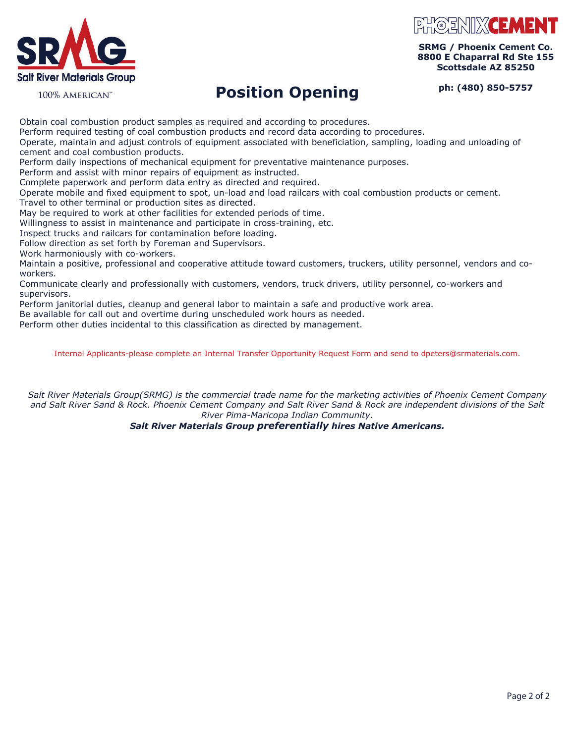SRMG / Phoenix Cement Co.
8800 E Chaparral Rd Ste 155
Scottsdale AZ 85250

ph: (480) 850-5757

# Position Opening

Obtain coal combustion product samples as required and according to procedures.
Perform required testing of coal combustion products and record data according to procedures.
Operate, maintain and adjust controls of equipment associated with beneficiation, sampling, loading and unloading of cement and coal combustion products.
Perform daily inspections of mechanical equipment for preventative maintenance purposes.
Perform and assist with minor repairs of equipment as instructed.
Complete paperwork and perform data entry as directed and required.
Operate mobile and fixed equipment to spot, un-load and load railcars with coal combustion products or cement.
Travel to other terminal or production sites as directed.
May be required to work at other facilities for extended periods of time.
Willingness to assist in maintenance and participate in cross-training, etc.
Inspect trucks and railcars for contamination before loading.
Follow direction as set forth by Foreman and Supervisors.
Work harmoniously with co-workers.
Maintain a positive, professional and cooperative attitude toward customers, truckers, utility personnel, vendors and co-workers.
Communicate clearly and professionally with customers, vendors, truck drivers, utility personnel, co-workers and supervisors.
Perform janitorial duties, cleanup and general labor to maintain a safe and productive work area.
Be available for call out and overtime during unscheduled work hours as needed.
Perform other duties incidental to this classification as directed by management.

Internal Applicants-please complete an Internal Transfer Opportunity Request Form and send to dpeters@srmaterials.com.

*Salt River Materials Group(SRMG) is the commercial trade name for the marketing activities of Phoenix Cement Company and Salt River Sand & Rock. Phoenix Cement Company and Salt River Sand & Rock are independent divisions of the Salt River Pima-Maricopa Indian Community.*

***Salt River Materials Group preferentially hires Native Americans.***